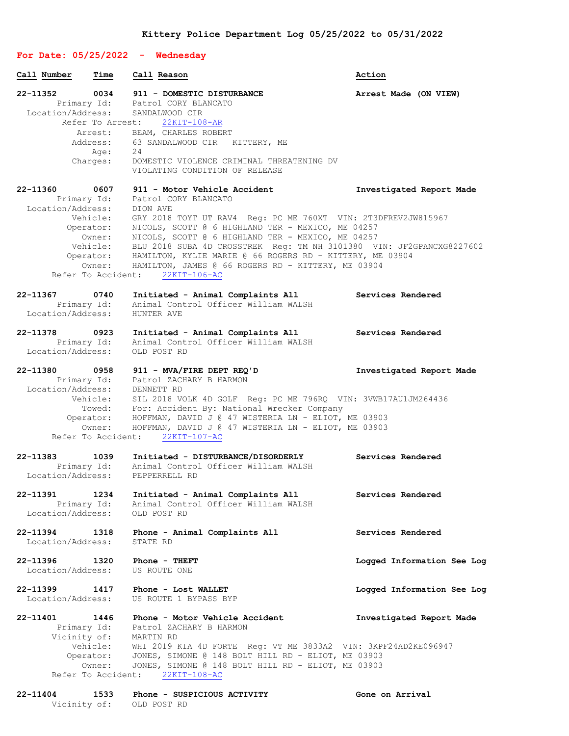# Kittery Police Department Log 05/25/2022 to 05/31/2022

## For Date: 05/25/2022 - Wednesday

| Call Number | Time | Call Reason | Action |
|---|---|---|---|

**22-11352** 0034 **911 - DOMESTIC DISTURBANCE** — **Arrest Made (ON VIEW)**
Primary Id: Patrol CORY BLANCATO
Location/Address: SANDALWOOD CIR
Refer To Arrest: 22KIT-108-AR
Arrest: BEAM, CHARLES ROBERT
Address: 63 SANDALWOOD CIR KITTERY, ME
Age: 24
Charges: DOMESTIC VIOLENCE CRIMINAL THREATENING DV
VIOLATING CONDITION OF RELEASE

**22-11360** 0607 **911 - Motor Vehicle Accident** — **Investigated Report Made**
Primary Id: Patrol CORY BLANCATO
Location/Address: DION AVE
Vehicle: GRY 2018 TOYT UT RAV4 Reg: PC ME 760XT VIN: 2T3DFREV2JW815967
Operator: NICOLS, SCOTT @ 6 HIGHLAND TER - MEXICO, ME 04257
Owner: NICOLS, SCOTT @ 6 HIGHLAND TER - MEXICO, ME 04257
Vehicle: BLU 2018 SUBA 4D CROSSTREK Reg: TM NH 3101380 VIN: JF2GPANCXG8227602
Operator: HAMILTON, KYLIE MARIE @ 66 ROGERS RD - KITTERY, ME 03904
Owner: HAMILTON, JAMES @ 66 ROGERS RD - KITTERY, ME 03904
Refer To Accident: 22KIT-106-AC

**22-11367** 0740 **Initiated - Animal Complaints All** — **Services Rendered**
Primary Id: Animal Control Officer William WALSH
Location/Address: HUNTER AVE

**22-11378** 0923 **Initiated - Animal Complaints All** — **Services Rendered**
Primary Id: Animal Control Officer William WALSH
Location/Address: OLD POST RD

**22-11380** 0958 **911 - MVA/FIRE DEPT REQ'D** — **Investigated Report Made**
Primary Id: Patrol ZACHARY B HARMON
Location/Address: DENNETT RD
Vehicle: SIL 2018 VOLK 4D GOLF Reg: PC ME 796RQ VIN: 3VWB17AU1JM264436
Towed: For: Accident By: National Wrecker Company
Operator: HOFFMAN, DAVID J @ 47 WISTERIA LN - ELIOT, ME 03903
Owner: HOFFMAN, DAVID J @ 47 WISTERIA LN - ELIOT, ME 03903
Refer To Accident: 22KIT-107-AC

**22-11383** 1039 **Initiated - DISTURBANCE/DISORDERLY** — **Services Rendered**
Primary Id: Animal Control Officer William WALSH
Location/Address: PEPPERRELL RD

**22-11391** 1234 **Initiated - Animal Complaints All** — **Services Rendered**
Primary Id: Animal Control Officer William WALSH
Location/Address: OLD POST RD

**22-11394** 1318 **Phone - Animal Complaints All** — **Services Rendered**
Location/Address: STATE RD

**22-11396** 1320 **Phone - THEFT** — **Logged Information See Log**
Location/Address: US ROUTE ONE

**22-11399** 1417 **Phone - Lost WALLET** — **Logged Information See Log**
Location/Address: US ROUTE 1 BYPASS BYP

**22-11401** 1446 **Phone - Motor Vehicle Accident** — **Investigated Report Made**
Primary Id: Patrol ZACHARY B HARMON
Vicinity of: MARTIN RD
Vehicle: WHI 2019 KIA 4D FORTE Reg: VT ME 3833A2 VIN: 3KPF24AD2KE096947
Operator: JONES, SIMONE @ 148 BOLT HILL RD - ELIOT, ME 03903
Owner: JONES, SIMONE @ 148 BOLT HILL RD - ELIOT, ME 03903
Refer To Accident: 22KIT-108-AC

**22-11404** 1533 **Phone - SUSPICIOUS ACTIVITY** — **Gone on Arrival**
Vicinity of: OLD POST RD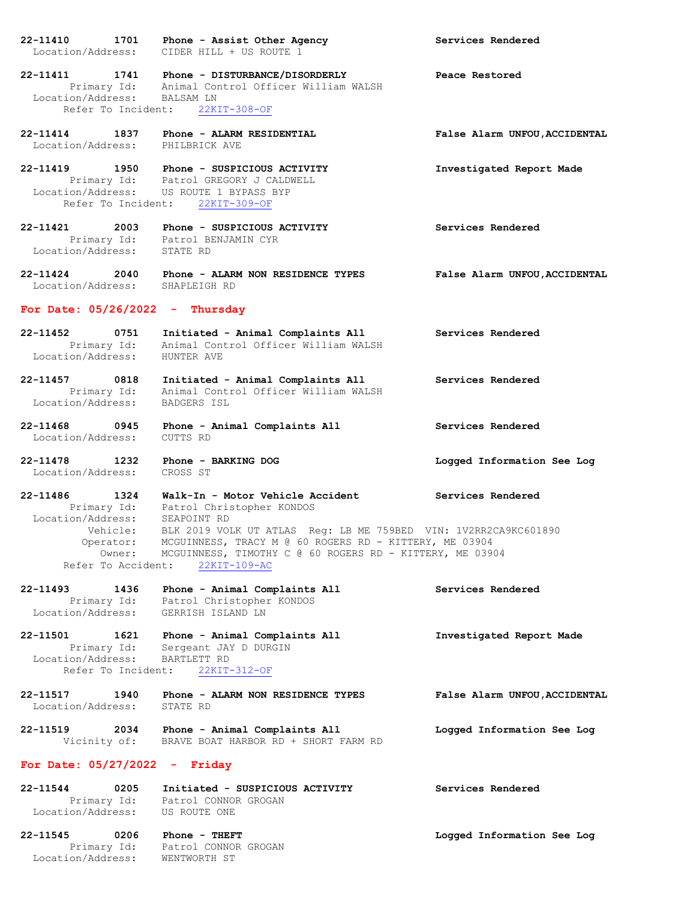**22-11410** 1701 **Phone - Assist Other Agency** **Services Rendered**
Location/Address: CIDER HILL + US ROUTE 1

**22-11411** 1741 **Phone - DISTURBANCE/DISORDERLY** **Peace Restored**
Primary Id: Animal Control Officer William WALSH
Location/Address: BALSAM LN
Refer To Incident: 22KIT-308-OF

**22-11414** 1837 **Phone - ALARM RESIDENTIAL** **False Alarm UNFOU,ACCIDENTAL**
Location/Address: PHILBRICK AVE

**22-11419** 1950 **Phone - SUSPICIOUS ACTIVITY** **Investigated Report Made**
Primary Id: Patrol GREGORY J CALDWELL
Location/Address: US ROUTE 1 BYPASS BYP
Refer To Incident: 22KIT-309-OF

**22-11421** 2003 **Phone - SUSPICIOUS ACTIVITY** **Services Rendered**
Primary Id: Patrol BENJAMIN CYR
Location/Address: STATE RD

**22-11424** 2040 **Phone - ALARM NON RESIDENCE TYPES** **False Alarm UNFOU,ACCIDENTAL**
Location/Address: SHAPLEIGH RD

## For Date: 05/26/2022 - Thursday

**22-11452** 0751 **Initiated - Animal Complaints All** **Services Rendered**
Primary Id: Animal Control Officer William WALSH
Location/Address: HUNTER AVE

**22-11457** 0818 **Initiated - Animal Complaints All** **Services Rendered**
Primary Id: Animal Control Officer William WALSH
Location/Address: BADGERS ISL

**22-11468** 0945 **Phone - Animal Complaints All** **Services Rendered**
Location/Address: CUTTS RD

**22-11478** 1232 **Phone - BARKING DOG** **Logged Information See Log**
Location/Address: CROSS ST

**22-11486** 1324 **Walk-In - Motor Vehicle Accident** **Services Rendered**
Primary Id: Patrol Christopher KONDOS
Location/Address: SEAPOINT RD
Vehicle: BLK 2019 VOLK UT ATLAS Reg: LB ME 759BED VIN: 1V2RR2CA9KC601890
Operator: MCGUINNESS, TRACY M @ 60 ROGERS RD - KITTERY, ME 03904
Owner: MCGUINNESS, TIMOTHY C @ 60 ROGERS RD - KITTERY, ME 03904
Refer To Accident: 22KIT-109-AC

**22-11493** 1436 **Phone - Animal Complaints All** **Services Rendered**
Primary Id: Patrol Christopher KONDOS
Location/Address: GERRISH ISLAND LN

**22-11501** 1621 **Phone - Animal Complaints All** **Investigated Report Made**
Primary Id: Sergeant JAY D DURGIN
Location/Address: BARTLETT RD
Refer To Incident: 22KIT-312-OF

**22-11517** 1940 **Phone - ALARM NON RESIDENCE TYPES** **False Alarm UNFOU,ACCIDENTAL**
Location/Address: STATE RD

**22-11519** 2034 **Phone - Animal Complaints All** **Logged Information See Log**
Vicinity of: BRAVE BOAT HARBOR RD + SHORT FARM RD

## For Date: 05/27/2022 - Friday

**22-11544** 0205 **Initiated - SUSPICIOUS ACTIVITY** **Services Rendered**
Primary Id: Patrol CONNOR GROGAN
Location/Address: US ROUTE ONE

**22-11545** 0206 **Phone - THEFT** **Logged Information See Log**
Primary Id: Patrol CONNOR GROGAN
Location/Address: WENTWORTH ST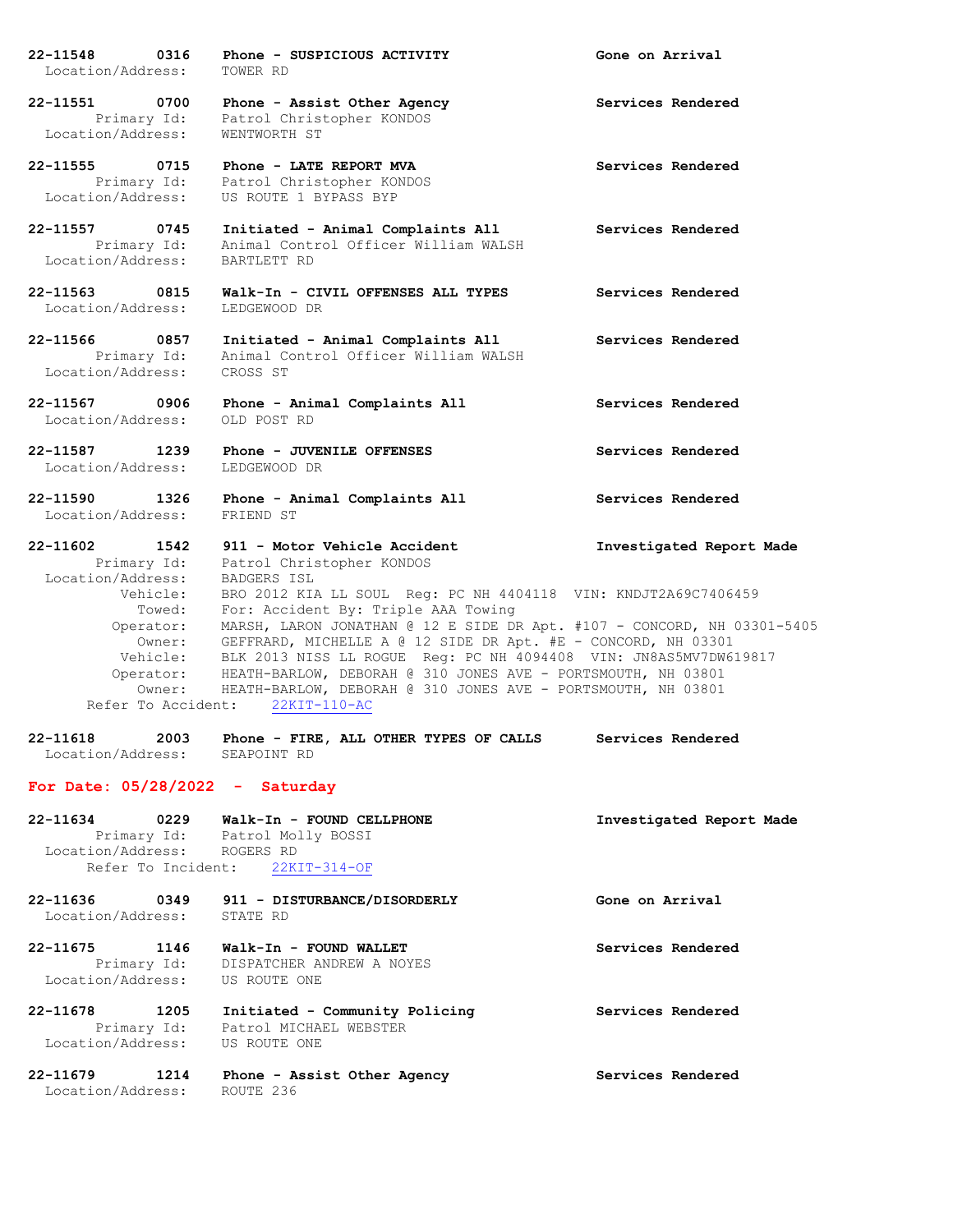**22-11548 0316 Phone - SUSPICIOUS ACTIVITY** **Gone on Arrival**
Location/Address: TOWER RD

**22-11551 0700 Phone - Assist Other Agency** **Services Rendered**
Primary Id: Patrol Christopher KONDOS
Location/Address: WENTWORTH ST

**22-11555 0715 Phone - LATE REPORT MVA** **Services Rendered**
Primary Id: Patrol Christopher KONDOS
Location/Address: US ROUTE 1 BYPASS BYP

**22-11557 0745 Initiated - Animal Complaints All** **Services Rendered**
Primary Id: Animal Control Officer William WALSH
Location/Address: BARTLETT RD

**22-11563 0815 Walk-In - CIVIL OFFENSES ALL TYPES** **Services Rendered**
Location/Address: LEDGEWOOD DR

**22-11566 0857 Initiated - Animal Complaints All** **Services Rendered**
Primary Id: Animal Control Officer William WALSH
Location/Address: CROSS ST

**22-11567 0906 Phone - Animal Complaints All** **Services Rendered**
Location/Address: OLD POST RD

**22-11587 1239 Phone - JUVENILE OFFENSES** **Services Rendered**
Location/Address: LEDGEWOOD DR

**22-11590 1326 Phone - Animal Complaints All** **Services Rendered**
Location/Address: FRIEND ST

**22-11602 1542 911 - Motor Vehicle Accident** **Investigated Report Made**
Primary Id: Patrol Christopher KONDOS
Location/Address: BADGERS ISL
Vehicle: BRO 2012 KIA LL SOUL Reg: PC NH 4404118 VIN: KNDJT2A69C7406459
Towed: For: Accident By: Triple AAA Towing
Operator: MARSH, LARON JONATHAN @ 12 E SIDE DR Apt. #107 - CONCORD, NH 03301-5405
Owner: GEFFRARD, MICHELLE A @ 12 SIDE DR Apt. #E - CONCORD, NH 03301
Vehicle: BLK 2013 NISS LL ROGUE Reg: PC NH 4094408 VIN: JN8AS5MV7DW619817
Operator: HEATH-BARLOW, DEBORAH @ 310 JONES AVE - PORTSMOUTH, NH 03801
Owner: HEATH-BARLOW, DEBORAH @ 310 JONES AVE - PORTSMOUTH, NH 03801
Refer To Accident: 22KIT-110-AC

**22-11618 2003 Phone - FIRE, ALL OTHER TYPES OF CALLS** **Services Rendered**
Location/Address: SEAPOINT RD

## For Date: 05/28/2022 - Saturday

**22-11634 0229 Walk-In - FOUND CELLPHONE** **Investigated Report Made**
Primary Id: Patrol Molly BOSSI
Location/Address: ROGERS RD
Refer To Incident: 22KIT-314-OF

**22-11636 0349 911 - DISTURBANCE/DISORDERLY** **Gone on Arrival**
Location/Address: STATE RD

**22-11675 1146 Walk-In - FOUND WALLET** **Services Rendered**
Primary Id: DISPATCHER ANDREW A NOYES
Location/Address: US ROUTE ONE

**22-11678 1205 Initiated - Community Policing** **Services Rendered**
Primary Id: Patrol MICHAEL WEBSTER
Location/Address: US ROUTE ONE

**22-11679 1214 Phone - Assist Other Agency** **Services Rendered**
Location/Address: ROUTE 236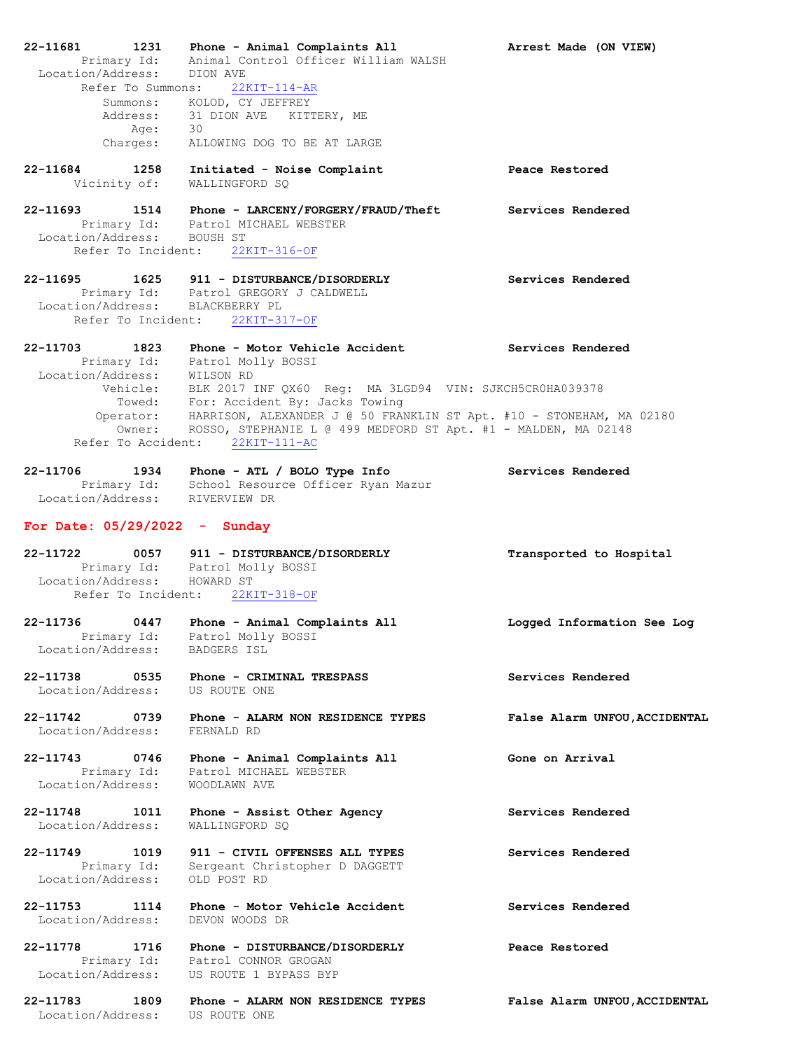**22-11681 1231 Phone - Animal Complaints All** **Arrest Made (ON VIEW)**
Primary Id: Animal Control Officer William WALSH
Location/Address: DION AVE
Refer To Summons: 22KIT-114-AR
Summons: KOLOD, CY JEFFREY
Address: 31 DION AVE KITTERY, ME
Age: 30
Charges: ALLOWING DOG TO BE AT LARGE

**22-11684 1258 Initiated - Noise Complaint** **Peace Restored**
Vicinity of: WALLINGFORD SQ

**22-11693 1514 Phone - LARCENY/FORGERY/FRAUD/Theft** **Services Rendered**
Primary Id: Patrol MICHAEL WEBSTER
Location/Address: BOUSH ST
Refer To Incident: 22KIT-316-OF

**22-11695 1625 911 - DISTURBANCE/DISORDERLY** **Services Rendered**
Primary Id: Patrol GREGORY J CALDWELL
Location/Address: BLACKBERRY PL
Refer To Incident: 22KIT-317-OF

**22-11703 1823 Phone - Motor Vehicle Accident** **Services Rendered**
Primary Id: Patrol Molly BOSSI
Location/Address: WILSON RD
Vehicle: BLK 2017 INF QX60 Reg: MA 3LGD94 VIN: SJKCH5CR0HA039378
Towed: For: Accident By: Jacks Towing
Operator: HARRISON, ALEXANDER J @ 50 FRANKLIN ST Apt. #10 - STONEHAM, MA 02180
Owner: ROSSO, STEPHANIE L @ 499 MEDFORD ST Apt. #1 - MALDEN, MA 02148
Refer To Accident: 22KIT-111-AC

**22-11706 1934 Phone - ATL / BOLO Type Info** **Services Rendered**
Primary Id: School Resource Officer Ryan Mazur
Location/Address: RIVERVIEW DR

## For Date: 05/29/2022 - Sunday

**22-11722 0057 911 - DISTURBANCE/DISORDERLY** **Transported to Hospital**
Primary Id: Patrol Molly BOSSI
Location/Address: HOWARD ST
Refer To Incident: 22KIT-318-OF

**22-11736 0447 Phone - Animal Complaints All** **Logged Information See Log**
Primary Id: Patrol Molly BOSSI
Location/Address: BADGERS ISL

**22-11738 0535 Phone - CRIMINAL TRESPASS** **Services Rendered**
Location/Address: US ROUTE ONE

**22-11742 0739 Phone - ALARM NON RESIDENCE TYPES** **False Alarm UNFOU,ACCIDENTAL**
Location/Address: FERNALD RD

**22-11743 0746 Phone - Animal Complaints All** **Gone on Arrival**
Primary Id: Patrol MICHAEL WEBSTER
Location/Address: WOODLAWN AVE

**22-11748 1011 Phone - Assist Other Agency** **Services Rendered**
Location/Address: WALLINGFORD SQ

**22-11749 1019 911 - CIVIL OFFENSES ALL TYPES** **Services Rendered**
Primary Id: Sergeant Christopher D DAGGETT
Location/Address: OLD POST RD

**22-11753 1114 Phone - Motor Vehicle Accident** **Services Rendered**
Location/Address: DEVON WOODS DR

**22-11778 1716 Phone - DISTURBANCE/DISORDERLY** **Peace Restored**
Primary Id: Patrol CONNOR GROGAN
Location/Address: US ROUTE 1 BYPASS BYP

**22-11783 1809 Phone - ALARM NON RESIDENCE TYPES** **False Alarm UNFOU,ACCIDENTAL**
Location/Address: US ROUTE ONE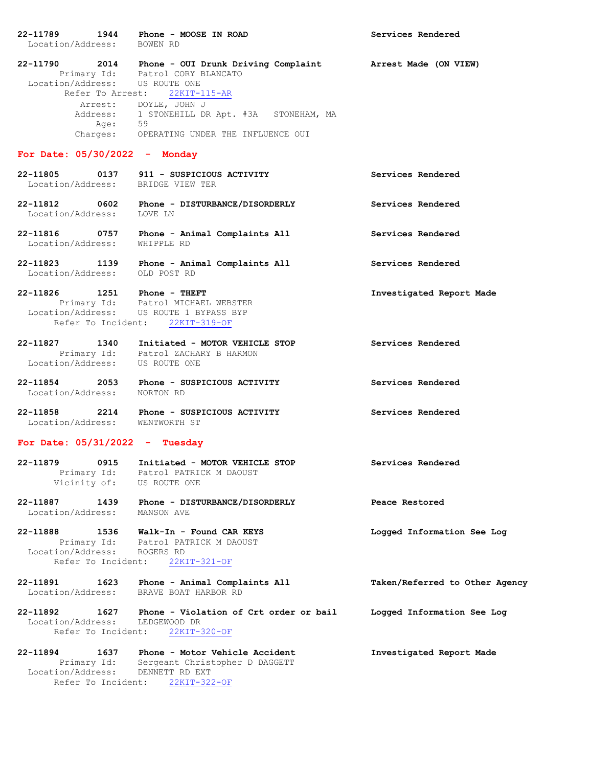**22-11789** 1944 **Phone - MOOSE IN ROAD** **Services Rendered**
Location/Address: BOWEN RD

**22-11790** 2014 **Phone - OUI Drunk Driving Complaint** **Arrest Made (ON VIEW)**
Primary Id: Patrol CORY BLANCATO
Location/Address: US ROUTE ONE
Refer To Arrest: 22KIT-115-AR
Arrest: DOYLE, JOHN J
Address: 1 STONEHILL DR Apt. #3A STONEHAM, MA
Age: 59
Charges: OPERATING UNDER THE INFLUENCE OUI

## For Date: 05/30/2022 - Monday

**22-11805** 0137 **911 - SUSPICIOUS ACTIVITY** **Services Rendered**
Location/Address: BRIDGE VIEW TER

**22-11812** 0602 **Phone - DISTURBANCE/DISORDERLY** **Services Rendered**
Location/Address: LOVE LN

**22-11816** 0757 **Phone - Animal Complaints All** **Services Rendered**
Location/Address: WHIPPLE RD

**22-11823** 1139 **Phone - Animal Complaints All** **Services Rendered**
Location/Address: OLD POST RD

**22-11826** 1251 **Phone - THEFT** **Investigated Report Made**
Primary Id: Patrol MICHAEL WEBSTER
Location/Address: US ROUTE 1 BYPASS BYP
Refer To Incident: 22KIT-319-OF

**22-11827** 1340 **Initiated - MOTOR VEHICLE STOP** **Services Rendered**
Primary Id: Patrol ZACHARY B HARMON
Location/Address: US ROUTE ONE

**22-11854** 2053 **Phone - SUSPICIOUS ACTIVITY** **Services Rendered**
Location/Address: NORTON RD

**22-11858** 2214 **Phone - SUSPICIOUS ACTIVITY** **Services Rendered**
Location/Address: WENTWORTH ST

## For Date: 05/31/2022 - Tuesday

**22-11879** 0915 **Initiated - MOTOR VEHICLE STOP** **Services Rendered**
Primary Id: Patrol PATRICK M DAOUST
Vicinity of: US ROUTE ONE

**22-11887** 1439 **Phone - DISTURBANCE/DISORDERLY** **Peace Restored**
Location/Address: MANSON AVE

**22-11888** 1536 **Walk-In - Found CAR KEYS** **Logged Information See Log**
Primary Id: Patrol PATRICK M DAOUST
Location/Address: ROGERS RD
Refer To Incident: 22KIT-321-OF

**22-11891** 1623 **Phone - Animal Complaints All** **Taken/Referred to Other Agency**
Location/Address: BRAVE BOAT HARBOR RD

**22-11892** 1627 **Phone - Violation of Crt order or bail** **Logged Information See Log**
Location/Address: LEDGEWOOD DR
Refer To Incident: 22KIT-320-OF

**22-11894** 1637 **Phone - Motor Vehicle Accident** **Investigated Report Made**
Primary Id: Sergeant Christopher D DAGGETT
Location/Address: DENNETT RD EXT
Refer To Incident: 22KIT-322-OF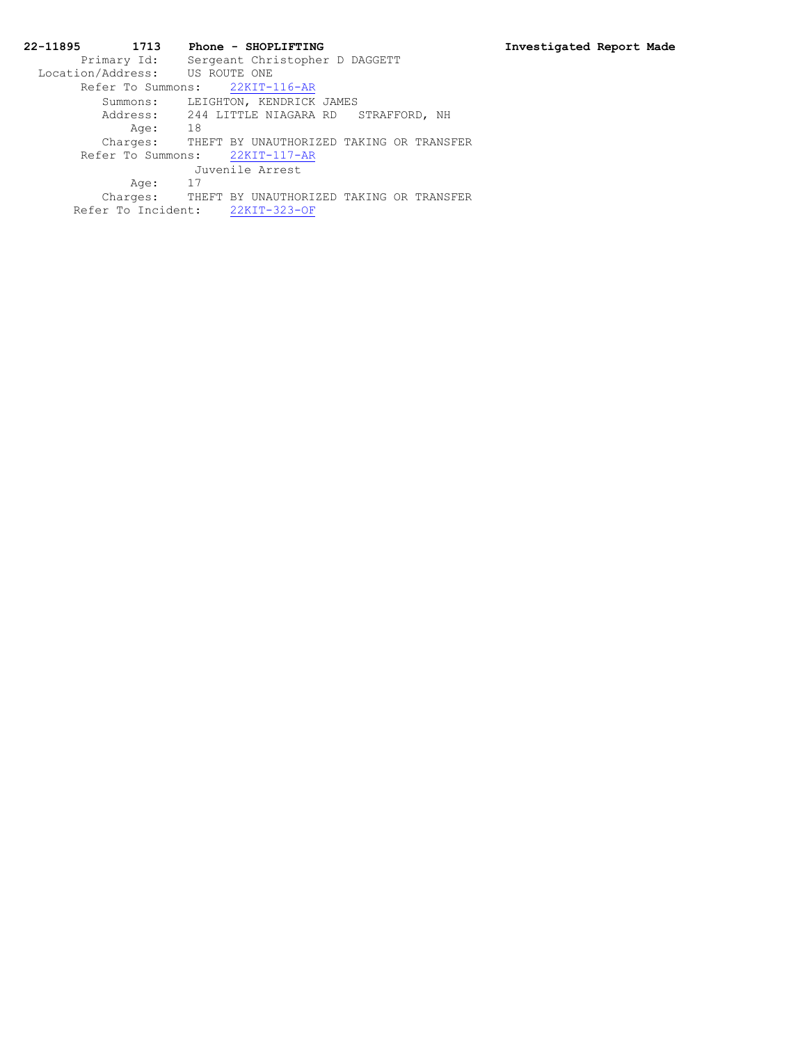**22-11895 1713 Phone - SHOPLIFTING** **Investigated Report Made**

Primary Id: Sergeant Christopher D DAGGETT
Location/Address: US ROUTE ONE
Refer To Summons: 22KIT-116-AR
Summons: LEIGHTON, KENDRICK JAMES
Address: 244 LITTLE NIAGARA RD STRAFFORD, NH
Age: 18
Charges: THEFT BY UNAUTHORIZED TAKING OR TRANSFER
Refer To Summons: 22KIT-117-AR
Juvenile Arrest
Age: 17
Charges: THEFT BY UNAUTHORIZED TAKING OR TRANSFER
Refer To Incident: 22KIT-323-OF